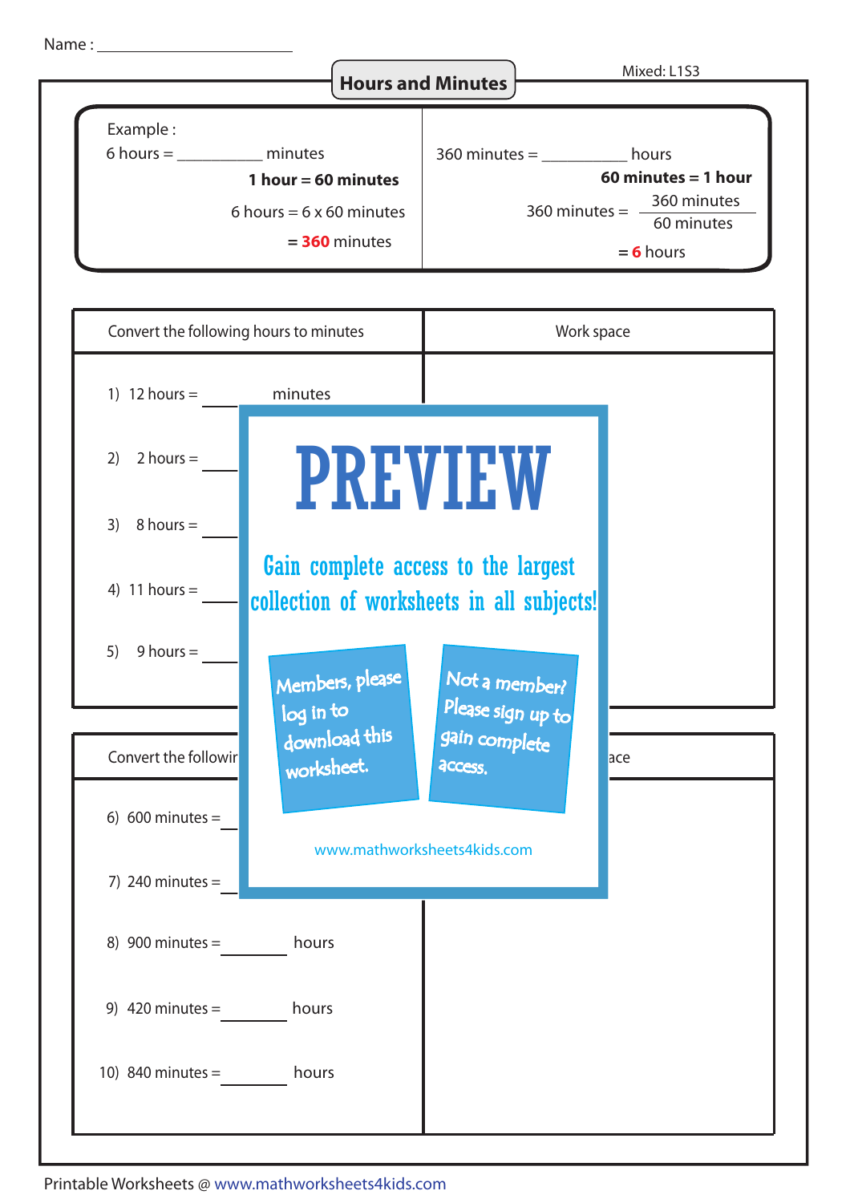Name : ____________________

Mixed: L1S3

# Hours and Minutes

| Example : | |
|---|---|
| 6 hours = _________ minutes | 360 minutes = _________ hours |
| **1 hour = 60 minutes** | **60 minutes = 1 hour** |
| 6 hours = 6 x 60 minutes | 360 minutes = $\frac{360 \text{ minutes}}{60 \text{ minutes}}$ |
| = **360** minutes | = **6** hours |

| Convert the following hours to minutes | Work space |
|---|---|
| 1) 12 hours = ______ minutes | |
| 2) 2 hours = ______ | |
| 3) 8 hours = ______ | |
| 4) 11 hours = ______ | |
| 5) 9 hours = ______ | |

| Convert the followir | ace |
|---|---|
| 6) 600 minutes = ______ | |
| 7) 240 minutes = ______ | |
| 8) 900 minutes = ______ hours | |
| 9) 420 minutes = ______ hours | |
| 10) 840 minutes = ______ hours | |

PREVIEW

Gain complete access to the largest collection of worksheets in all subjects!

Members, please log in to download this worksheet.

Not a member? Please sign up to gain complete access.

www.mathworksheets4kids.com

Printable Worksheets @ www.mathworksheets4kids.com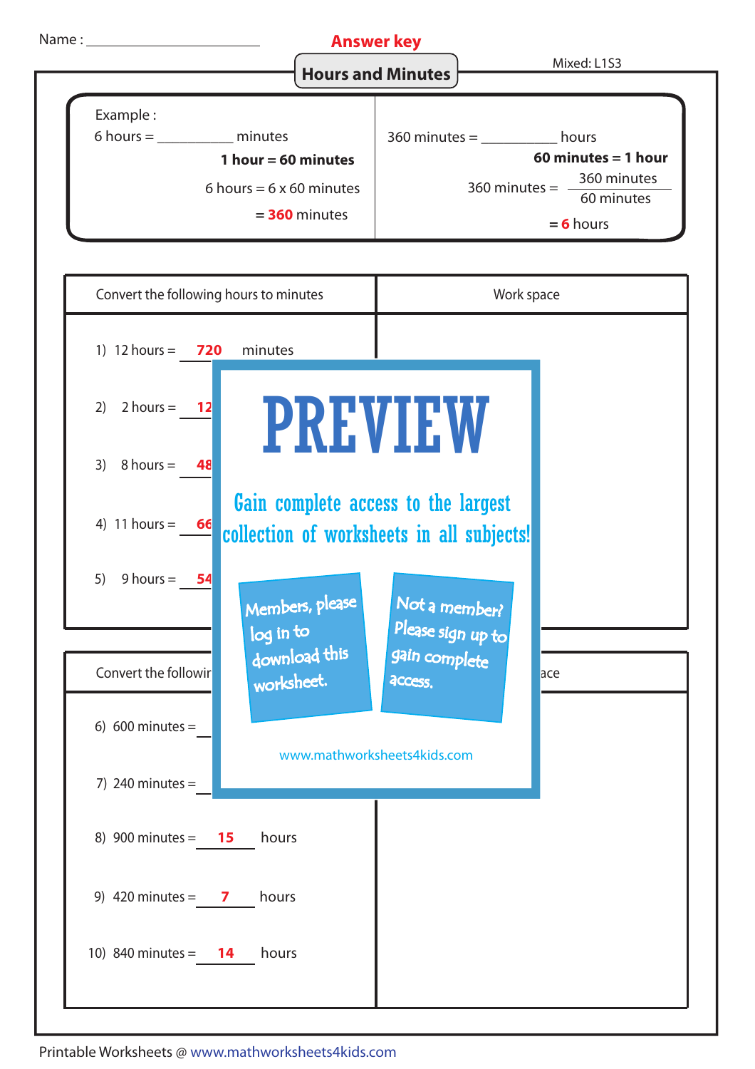Name : ______________________

**Answer key**

## Hours and Minutes

Mixed: L1S3

| | |
|---|---|
| Example :<br>6 hours = __________ minutes<br>**1 hour = 60 minutes**<br>6 hours = 6 x 60 minutes<br>= **360** minutes | 360 minutes = __________ hours<br>**60 minutes = 1 hour**<br>360 minutes = $\frac{360 \text{ minutes}}{60 \text{ minutes}}$<br>= **6** hours |

| Convert the following hours to minutes | Work space |
|---|---|
| 1) 12 hours = **720** minutes | |
| 2) 2 hours = **12** | |
| 3) 8 hours = **48** | |
| 4) 11 hours = **66** | |
| 5) 9 hours = **54** | |

| Convert the followir | ace |
|---|---|
| 6) 600 minutes = | |
| 7) 240 minutes = | |
| 8) 900 minutes = **15** hours | |
| 9) 420 minutes = **7** hours | |
| 10) 840 minutes = **14** hours | |

# PREVIEW

Gain complete access to the largest collection of worksheets in all subjects!

Members, please log in to download this worksheet.

Not a member? Please sign up to gain complete access.

www.mathworksheets4kids.com

Printable Worksheets @ www.mathworksheets4kids.com